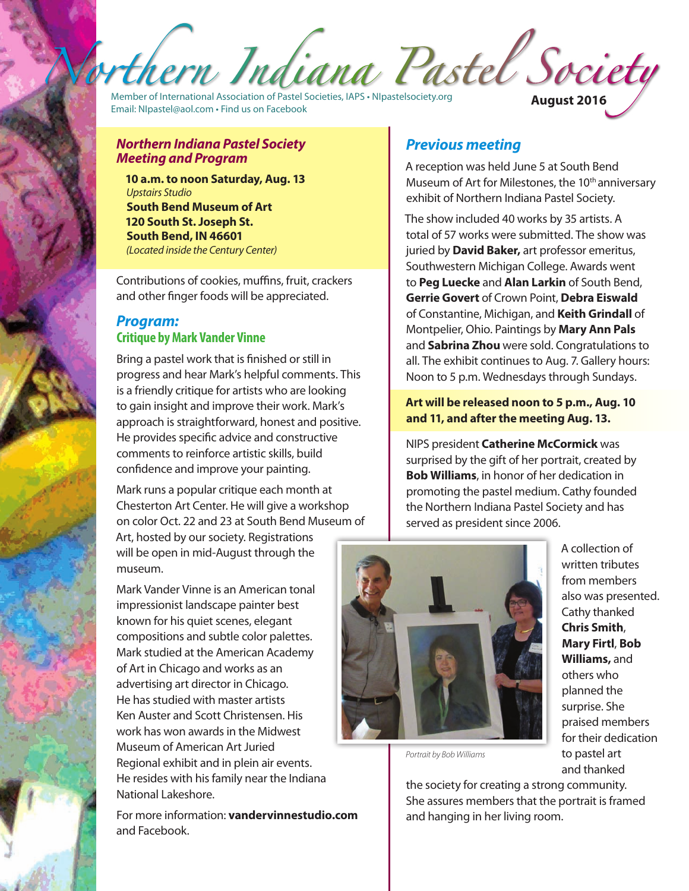# Northern Indiana Pastel Society

Member of International Association of Pastel Societies, IAPS • NIpastelsociety.org
Email: NIpastel@aol.com • Find us on Facebook

**August 2016**

## *Northern Indiana Pastel Society Meeting and Program*

**10 a.m. to noon Saturday, Aug. 13**
*Upstairs Studio*
**South Bend Museum of Art**
**120 South St. Joseph St.**
**South Bend, IN 46601**
*(Located inside the Century Center)*

Contributions of cookies, muffins, fruit, crackers and other finger foods will be appreciated.

## *Program:*

### Critique by Mark Vander Vinne

Bring a pastel work that is finished or still in progress and hear Mark's helpful comments. This is a friendly critique for artists who are looking to gain insight and improve their work. Mark's approach is straightforward, honest and positive. He provides specific advice and constructive comments to reinforce artistic skills, build confidence and improve your painting.

Mark runs a popular critique each month at Chesterton Art Center. He will give a workshop on color Oct. 22 and 23 at South Bend Museum of Art, hosted by our society. Registrations will be open in mid-August through the museum.

Mark Vander Vinne is an American tonal impressionist landscape painter best known for his quiet scenes, elegant compositions and subtle color palettes. Mark studied at the American Academy of Art in Chicago and works as an advertising art director in Chicago. He has studied with master artists Ken Auster and Scott Christensen. His work has won awards in the Midwest Museum of American Art Juried Regional exhibit and in plein air events. He resides with his family near the Indiana National Lakeshore.

For more information: **vandervinnestudio.com** and Facebook.

## *Previous meeting*

A reception was held June 5 at South Bend Museum of Art for Milestones, the 10th anniversary exhibit of Northern Indiana Pastel Society.

The show included 40 works by 35 artists. A total of 57 works were submitted. The show was juried by **David Baker,** art professor emeritus, Southwestern Michigan College. Awards went to **Peg Luecke** and **Alan Larkin** of South Bend, **Gerrie Govert** of Crown Point, **Debra Eiswald** of Constantine, Michigan, and **Keith Grindall** of Montpelier, Ohio. Paintings by **Mary Ann Pals** and **Sabrina Zhou** were sold. Congratulations to all. The exhibit continues to Aug. 7. Gallery hours: Noon to 5 p.m. Wednesdays through Sundays.

**Art will be released noon to 5 p.m., Aug. 10 and 11, and after the meeting Aug. 13.**

NIPS president **Catherine McCormick** was surprised by the gift of her portrait, created by **Bob Williams**, in honor of her dedication in promoting the pastel medium. Cathy founded the Northern Indiana Pastel Society and has served as president since 2006.

*Portrait by Bob Williams*

A collection of written tributes from members also was presented. Cathy thanked **Chris Smith**, **Mary Firtl**, **Bob Williams,** and others who planned the surprise. She praised members for their dedication to pastel art and thanked the society for creating a strong community. She assures members that the portrait is framed and hanging in her living room.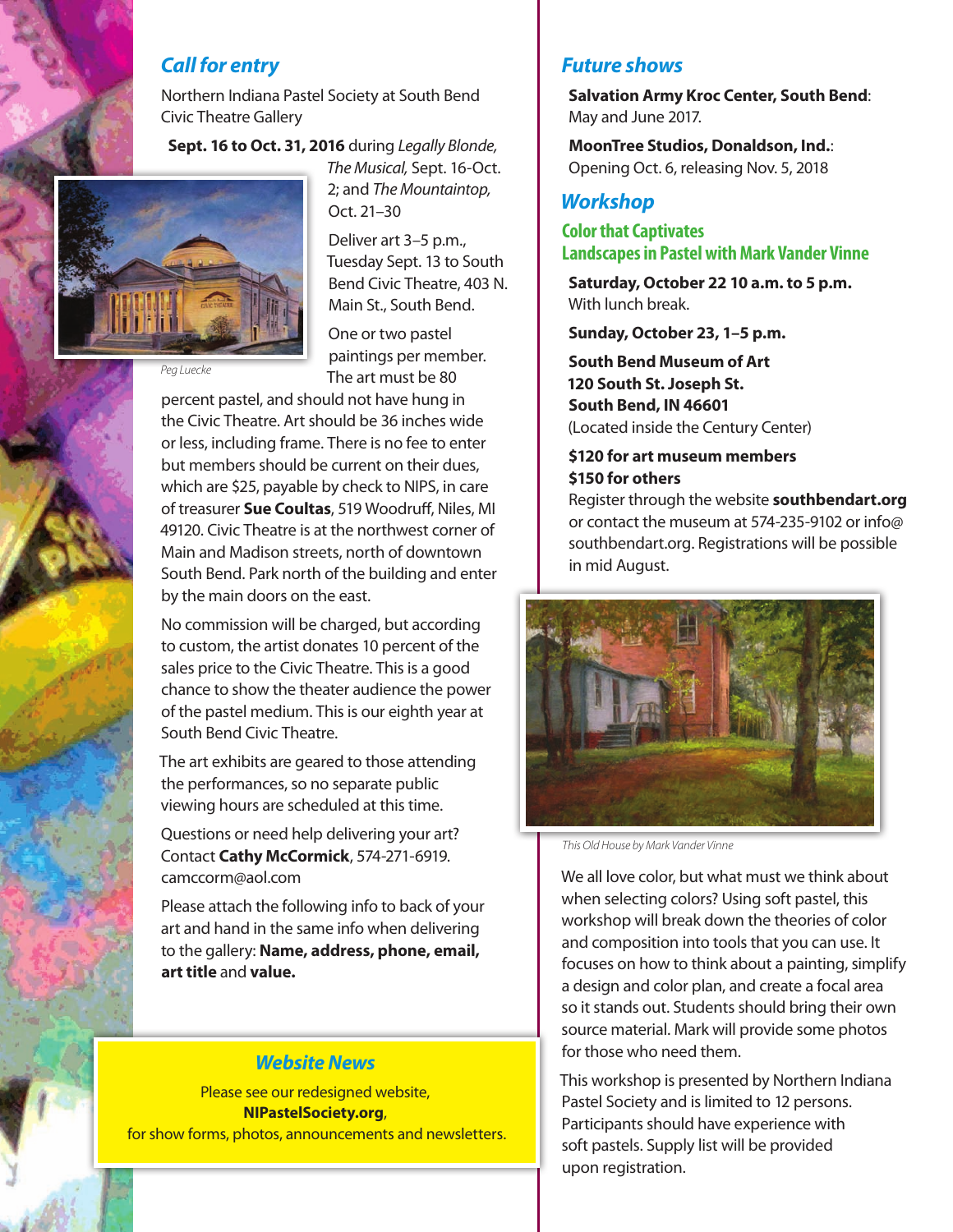## *Call for entry*

Northern Indiana Pastel Society at South Bend Civic Theatre Gallery

**Sept. 16 to Oct. 31, 2016** during *Legally Blonde, The Musical,* Sept. 16-Oct. 2; and *The Mountaintop,* Oct. 21–30

Peg Luecke

Deliver art 3–5 p.m., Tuesday Sept. 13 to South Bend Civic Theatre, 403 N. Main St., South Bend.

One or two pastel paintings per member. The art must be 80 percent pastel, and should not have hung in the Civic Theatre. Art should be 36 inches wide or less, including frame. There is no fee to enter but members should be current on their dues, which are $25, payable by check to NIPS, in care of treasurer **Sue Coultas**, 519 Woodruff, Niles, MI 49120. Civic Theatre is at the northwest corner of Main and Madison streets, north of downtown South Bend. Park north of the building and enter by the main doors on the east.

No commission will be charged, but according to custom, the artist donates 10 percent of the sales price to the Civic Theatre. This is a good chance to show the theater audience the power of the pastel medium. This is our eighth year at South Bend Civic Theatre.

The art exhibits are geared to those attending the performances, so no separate public viewing hours are scheduled at this time.

Questions or need help delivering your art? Contact **Cathy McCormick**, 574-271-6919. camccorm@aol.com

Please attach the following info to back of your art and hand in the same info when delivering to the gallery: **Name, address, phone, email, art title** and **value.**

### *Website News*

Please see our redesigned website,
**NIPastelSociety.org**,
for show forms, photos, announcements and newsletters.

## *Future shows*

**Salvation Army Kroc Center, South Bend**: May and June 2017.

**MoonTree Studios, Donaldson, Ind.**: Opening Oct. 6, releasing Nov. 5, 2018

## *Workshop*

### Color that Captivates
### Landscapes in Pastel with Mark Vander Vinne

**Saturday, October 22 10 a.m. to 5 p.m.**
With lunch break.

**Sunday, October 23, 1–5 p.m.**

**South Bend Museum of Art**
**120 South St. Joseph St.**
**South Bend, IN 46601**
(Located inside the Century Center)

**$120 for art museum members**
**$150 for others**
Register through the website **southbendart.org** or contact the museum at 574-235-9102 or info@southbendart.org. Registrations will be possible in mid August.

*This Old House by Mark Vander Vinne*

We all love color, but what must we think about when selecting colors? Using soft pastel, this workshop will break down the theories of color and composition into tools that you can use. It focuses on how to think about a painting, simplify a design and color plan, and create a focal area so it stands out. Students should bring their own source material. Mark will provide some photos for those who need them.

This workshop is presented by Northern Indiana Pastel Society and is limited to 12 persons. Participants should have experience with soft pastels. Supply list will be provided upon registration.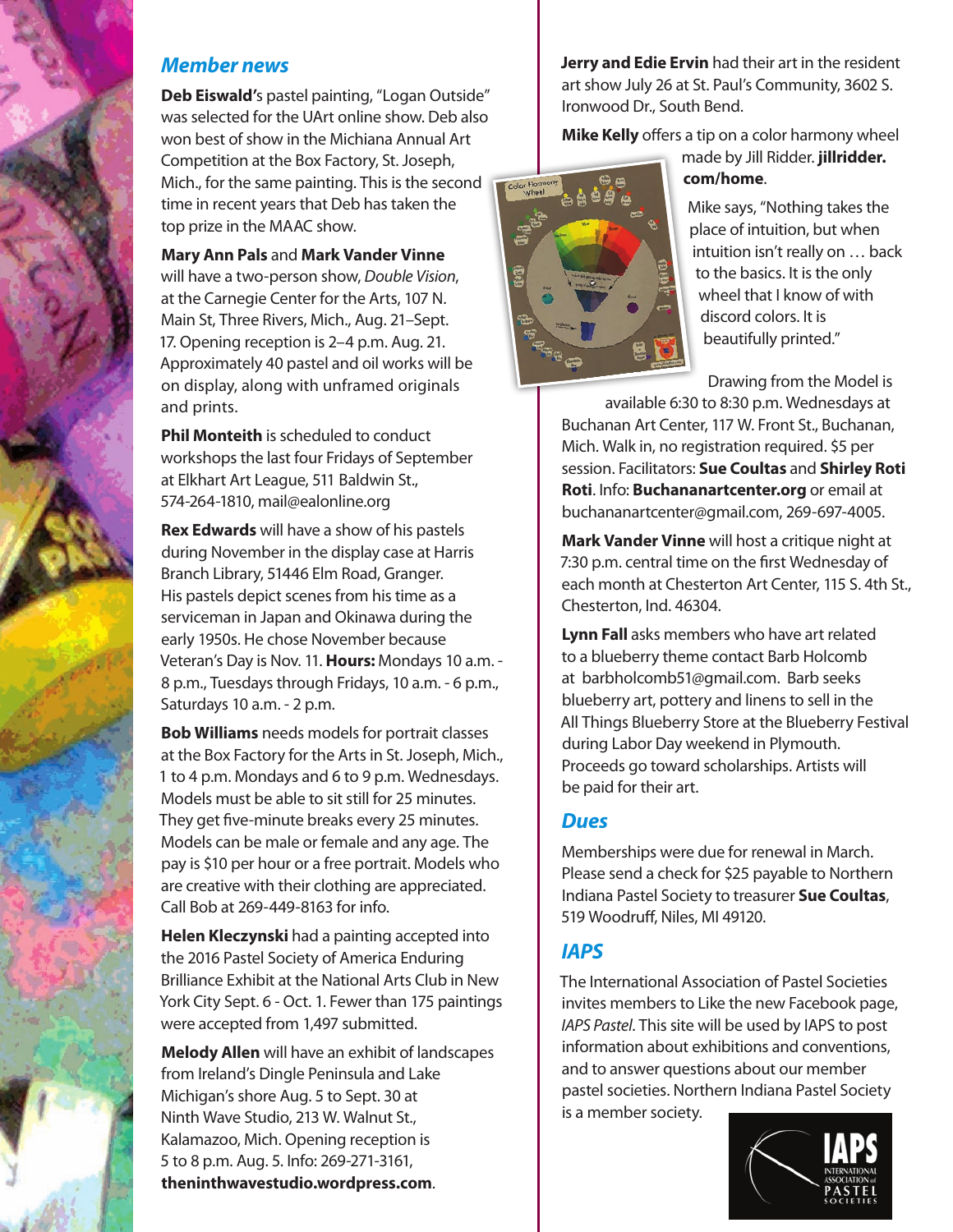## *Member news*

**Deb Eiswald**'s pastel painting, "Logan Outside" was selected for the UArt online show. Deb also won best of show in the Michiana Annual Art Competition at the Box Factory, St. Joseph, Mich., for the same painting. This is the second time in recent years that Deb has taken the top prize in the MAAC show.

**Mary Ann Pals** and **Mark Vander Vinne** will have a two-person show, *Double Vision*, at the Carnegie Center for the Arts, 107 N. Main St, Three Rivers, Mich., Aug. 21–Sept. 17. Opening reception is 2–4 p.m. Aug. 21. Approximately 40 pastel and oil works will be on display, along with unframed originals and prints.

**Phil Monteith** is scheduled to conduct workshops the last four Fridays of September at Elkhart Art League, 511 Baldwin St., 574-264-1810, mail@ealonline.org

**Rex Edwards** will have a show of his pastels during November in the display case at Harris Branch Library, 51446 Elm Road, Granger. His pastels depict scenes from his time as a serviceman in Japan and Okinawa during the early 1950s. He chose November because Veteran's Day is Nov. 11. **Hours:** Mondays 10 a.m. - 8 p.m., Tuesdays through Fridays, 10 a.m. - 6 p.m., Saturdays 10 a.m. - 2 p.m.

**Bob Williams** needs models for portrait classes at the Box Factory for the Arts in St. Joseph, Mich., 1 to 4 p.m. Mondays and 6 to 9 p.m. Wednesdays. Models must be able to sit still for 25 minutes. They get five-minute breaks every 25 minutes. Models can be male or female and any age. The pay is $10 per hour or a free portrait. Models who are creative with their clothing are appreciated. Call Bob at 269-449-8163 for info.

**Helen Kleczynski** had a painting accepted into the 2016 Pastel Society of America Enduring Brilliance Exhibit at the National Arts Club in New York City Sept. 6 - Oct. 1. Fewer than 175 paintings were accepted from 1,497 submitted.

**Melody Allen** will have an exhibit of landscapes from Ireland's Dingle Peninsula and Lake Michigan's shore Aug. 5 to Sept. 30 at Ninth Wave Studio, 213 W. Walnut St., Kalamazoo, Mich. Opening reception is 5 to 8 p.m. Aug. 5. Info: 269-271-3161, **theninthwavestudio.wordpress.com**.

**Jerry and Edie Ervin** had their art in the resident art show July 26 at St. Paul's Community, 3602 S. Ironwood Dr., South Bend.

**Mike Kelly** offers a tip on a color harmony wheel made by Jill Ridder. **jillridder.com/home**.

Mike says, "Nothing takes the place of intuition, but when intuition isn't really on … back to the basics. It is the only wheel that I know of with discord colors. It is beautifully printed."

Drawing from the Model is available 6:30 to 8:30 p.m. Wednesdays at Buchanan Art Center, 117 W. Front St., Buchanan, Mich. Walk in, no registration required. $5 per session. Facilitators: **Sue Coultas** and **Shirley Roti Roti**. Info: **Buchananartcenter.org** or email at buchananartcenter@gmail.com, 269-697-4005.

**Mark Vander Vinne** will host a critique night at 7:30 p.m. central time on the first Wednesday of each month at Chesterton Art Center, 115 S. 4th St., Chesterton, Ind. 46304.

**Lynn Fall** asks members who have art related to a blueberry theme contact Barb Holcomb at barbholcomb51@gmail.com. Barb seeks blueberry art, pottery and linens to sell in the All Things Blueberry Store at the Blueberry Festival during Labor Day weekend in Plymouth. Proceeds go toward scholarships. Artists will be paid for their art.

## *Dues*

Memberships were due for renewal in March. Please send a check for $25 payable to Northern Indiana Pastel Society to treasurer **Sue Coultas**, 519 Woodruff, Niles, MI 49120.

## *IAPS*

The International Association of Pastel Societies invites members to Like the new Facebook page, *IAPS Pastel*. This site will be used by IAPS to post information about exhibitions and conventions, and to answer questions about our member pastel societies. Northern Indiana Pastel Society is a member society.